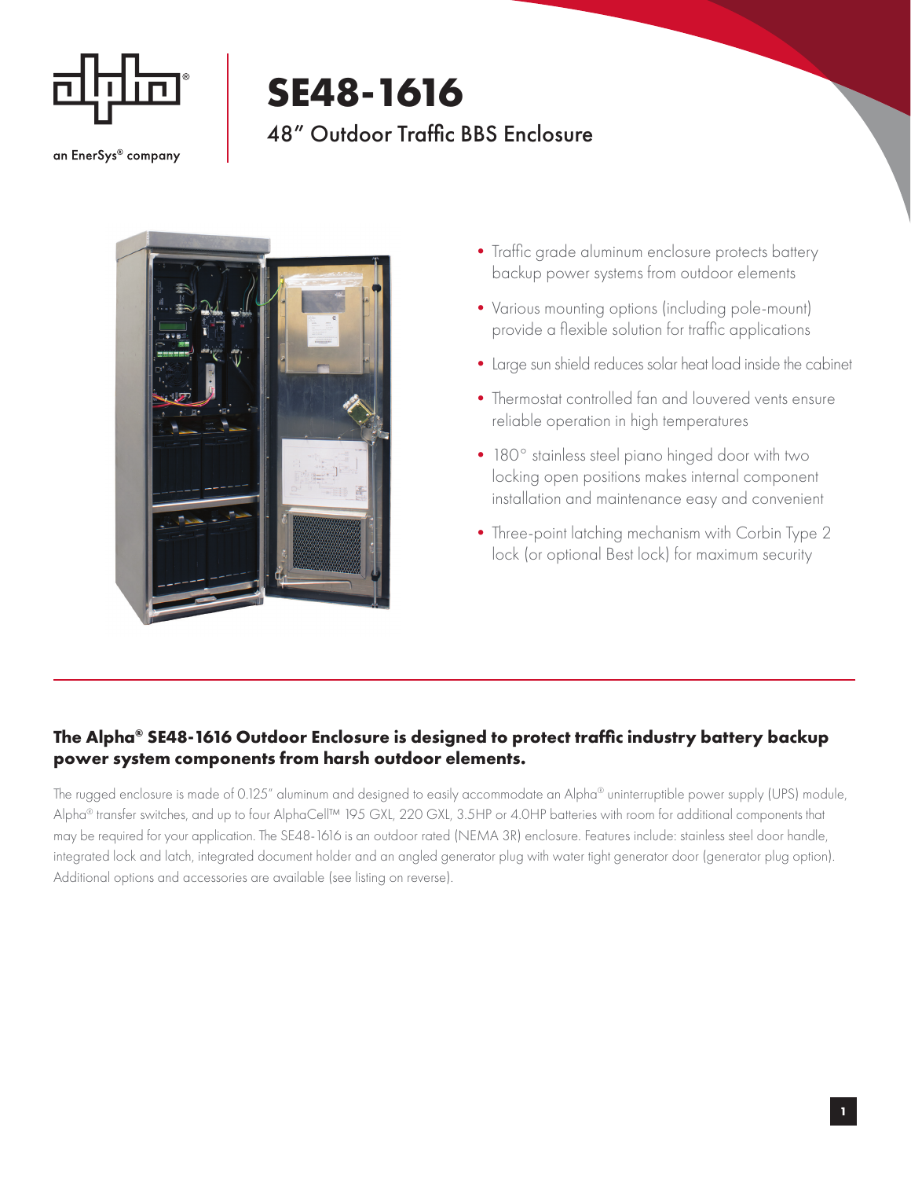an EnerSys® company

# SE48-1616

## 48" Outdoor Traffic BBS Enclosure

- Traffic grade aluminum enclosure protects battery backup power systems from outdoor elements
- Various mounting options (including pole-mount) provide a flexible solution for traffic applications
- Large sun shield reduces solar heat load inside the cabinet
- Thermostat controlled fan and louvered vents ensure reliable operation in high temperatures
- 180° stainless steel piano hinged door with two locking open positions makes internal component installation and maintenance easy and convenient
- Three-point latching mechanism with Corbin Type 2 lock (or optional Best lock) for maximum security

**The Alpha® SE48-1616 Outdoor Enclosure is designed to protect traffic industry battery backup power system components from harsh outdoor elements.**

The rugged enclosure is made of 0.125" aluminum and designed to easily accommodate an Alpha® uninterruptible power supply (UPS) module, Alpha® transfer switches, and up to four AlphaCell™ 195 GXL, 220 GXL, 3.5HP or 4.0HP batteries with room for additional components that may be required for your application. The SE48-1616 is an outdoor rated (NEMA 3R) enclosure. Features include: stainless steel door handle, integrated lock and latch, integrated document holder and an angled generator plug with water tight generator door (generator plug option). Additional options and accessories are available (see listing on reverse).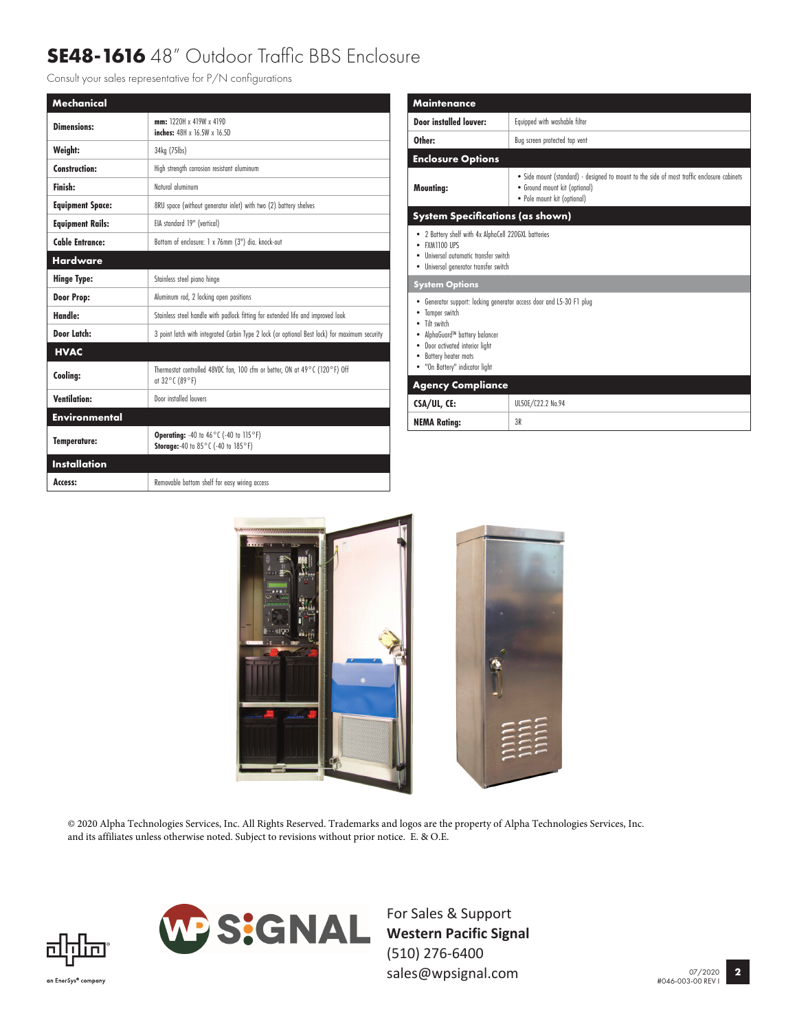# **SE48-1616** 48" Outdoor Traffic BBS Enclosure

Consult your sales representative for P/N configurations

| **Mechanical** | |
|---|---|
| **Dimensions:** | **mm:** 1220H x 419W x 419D<br>**inches:** 48H x 16.5W x 16.5D |
| **Weight:** | 34kg (75lbs) |
| **Construction:** | High strength corrosion resistant aluminum |
| **Finish:** | Natural aluminum |
| **Equipment Space:** | 8RU space (without generator inlet) with two (2) battery shelves |
| **Equipment Rails:** | EIA standard 19" (vertical) |
| **Cable Entrance:** | Bottom of enclosure: 1 x 76mm (3") dia. knock-out |
| **Hardware** | |
| **Hinge Type:** | Stainless steel piano hinge |
| **Door Prop:** | Aluminum rod, 2 locking open positions |
| **Handle:** | Stainless steel handle with padlock fitting for extended life and improved look |
| **Door Latch:** | 3 point latch with integrated Corbin Type 2 lock (or optional Best lock) for maximum security |
| **HVAC** | |
| **Cooling:** | Thermostat controlled 48VDC fan, 100 cfm or better, ON at 49°C (120°F) Off at 32°C (89°F) |
| **Ventilation:** | Door installed louvers |
| **Environmental** | |
| **Temperature:** | **Operating:** -40 to 46°C (-40 to 115°F)<br>**Storage:** -40 to 85°C (-40 to 185°F) |
| **Installation** | |
| **Access:** | Removable bottom shelf for easy wiring access |

| **Maintenance** | |
|---|---|
| **Door installed louver:** | Equipped with washable filter |
| **Other:** | Bug screen protected top vent |
| **Enclosure Options** | |
| **Mounting:** | • Side mount (standard) - designed to mount to the side of most traffic enclosure cabinets<br>• Ground mount kit (optional)<br>• Pole mount kit (optional) |

**System Specifications (as shown)**

- 2 Battery shelf with 4x AlphaCell 220GXL batteries
- FXM1100 UPS
- Universal automatic transfer switch
- Universal generator transfer switch

**System Options**

- Generator support: locking generator access door and L5-30 F1 plug
- Tamper switch
- Tilt switch
- AlphaGuard™ battery balancer
- Door activated interior light
- Battery heater mats
- "On Battery" indicator light

| **Agency Compliance** | |
|---|---|
| **CSA/UL, CE:** | UL50E/C22.2 No.94 |
| **NEMA Rating:** | 3R |

© 2020 Alpha Technologies Services, Inc. All Rights Reserved. Trademarks and logos are the property of Alpha Technologies Services, Inc. and its affiliates unless otherwise noted. Subject to revisions without prior notice. E. & O.E.

an EnerSys® company

For Sales & Support
**Western Pacific Signal**
(510) 276-6400
sales@wpsignal.com

07/2020
#046-003-00 REV I